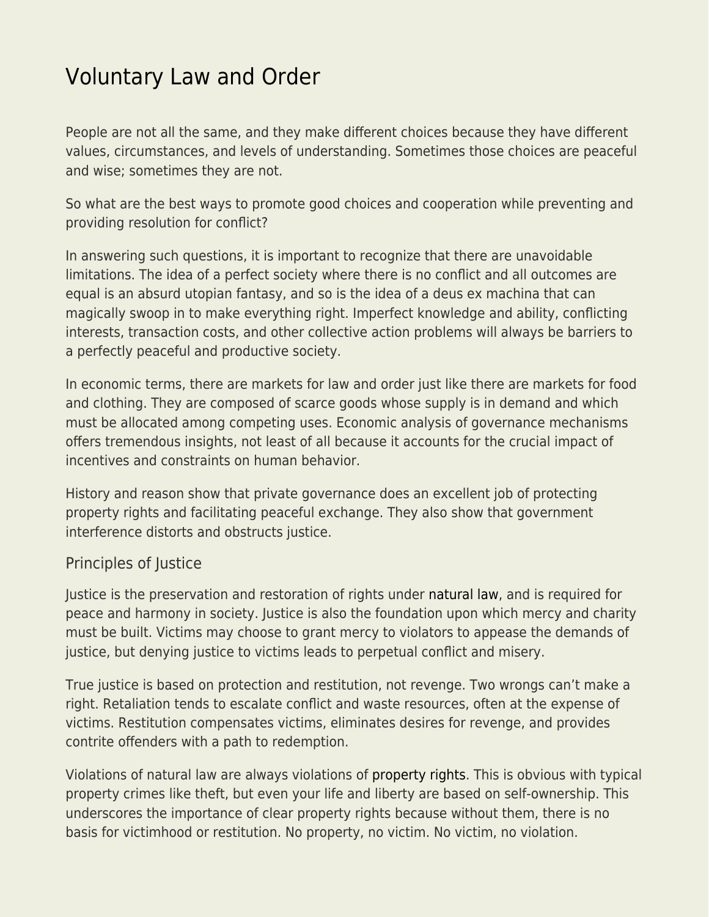# Voluntary Law and Order

People are not all the same, and they make different choices because they have different values, circumstances, and levels of understanding. Sometimes those choices are peaceful and wise; sometimes they are not.

So what are the best ways to promote good choices and cooperation while preventing and providing resolution for conflict?

In answering such questions, it is important to recognize that there are unavoidable limitations. The idea of a perfect society where there is no conflict and all outcomes are equal is an absurd utopian fantasy, and so is the idea of a deus ex machina that can magically swoop in to make everything right. Imperfect knowledge and ability, conflicting interests, transaction costs, and other collective action problems will always be barriers to a perfectly peaceful and productive society.

In economic terms, there are markets for law and order just like there are markets for food and clothing. They are composed of scarce goods whose supply is in demand and which must be allocated among competing uses. Economic analysis of governance mechanisms offers tremendous insights, not least of all because it accounts for the crucial impact of incentives and constraints on human behavior.

History and reason show that private governance does an excellent job of protecting property rights and facilitating peaceful exchange. They also show that government interference distorts and obstructs justice.

## Principles of Justice

Justice is the preservation and restoration of rights under natural law, and is required for peace and harmony in society. Justice is also the foundation upon which mercy and charity must be built. Victims may choose to grant mercy to violators to appease the demands of justice, but denying justice to victims leads to perpetual conflict and misery.

True justice is based on protection and restitution, not revenge. Two wrongs can't make a right. Retaliation tends to escalate conflict and waste resources, often at the expense of victims. Restitution compensates victims, eliminates desires for revenge, and provides contrite offenders with a path to redemption.

Violations of natural law are always violations of property rights. This is obvious with typical property crimes like theft, but even your life and liberty are based on self-ownership. This underscores the importance of clear property rights because without them, there is no basis for victimhood or restitution. No property, no victim. No victim, no violation.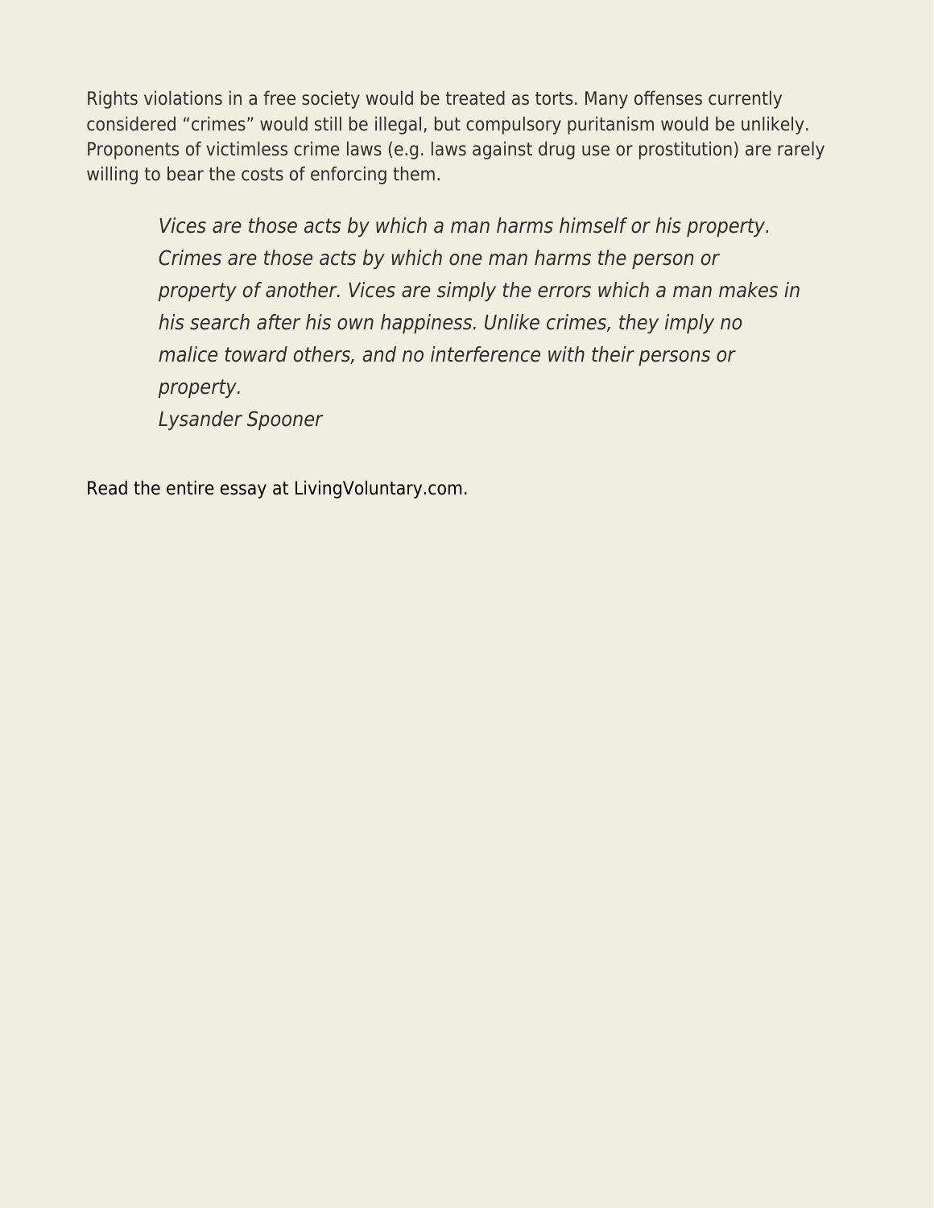Rights violations in a free society would be treated as torts. Many offenses currently considered "crimes" would still be illegal, but compulsory puritanism would be unlikely. Proponents of victimless crime laws (e.g. laws against drug use or prostitution) are rarely willing to bear the costs of enforcing them.

> *Vices are those acts by which a man harms himself or his property. Crimes are those acts by which one man harms the person or property of another. Vices are simply the errors which a man makes in his search after his own happiness. Unlike crimes, they imply no malice toward others, and no interference with their persons or property.*
> *Lysander Spooner*

Read the entire essay at LivingVoluntary.com.